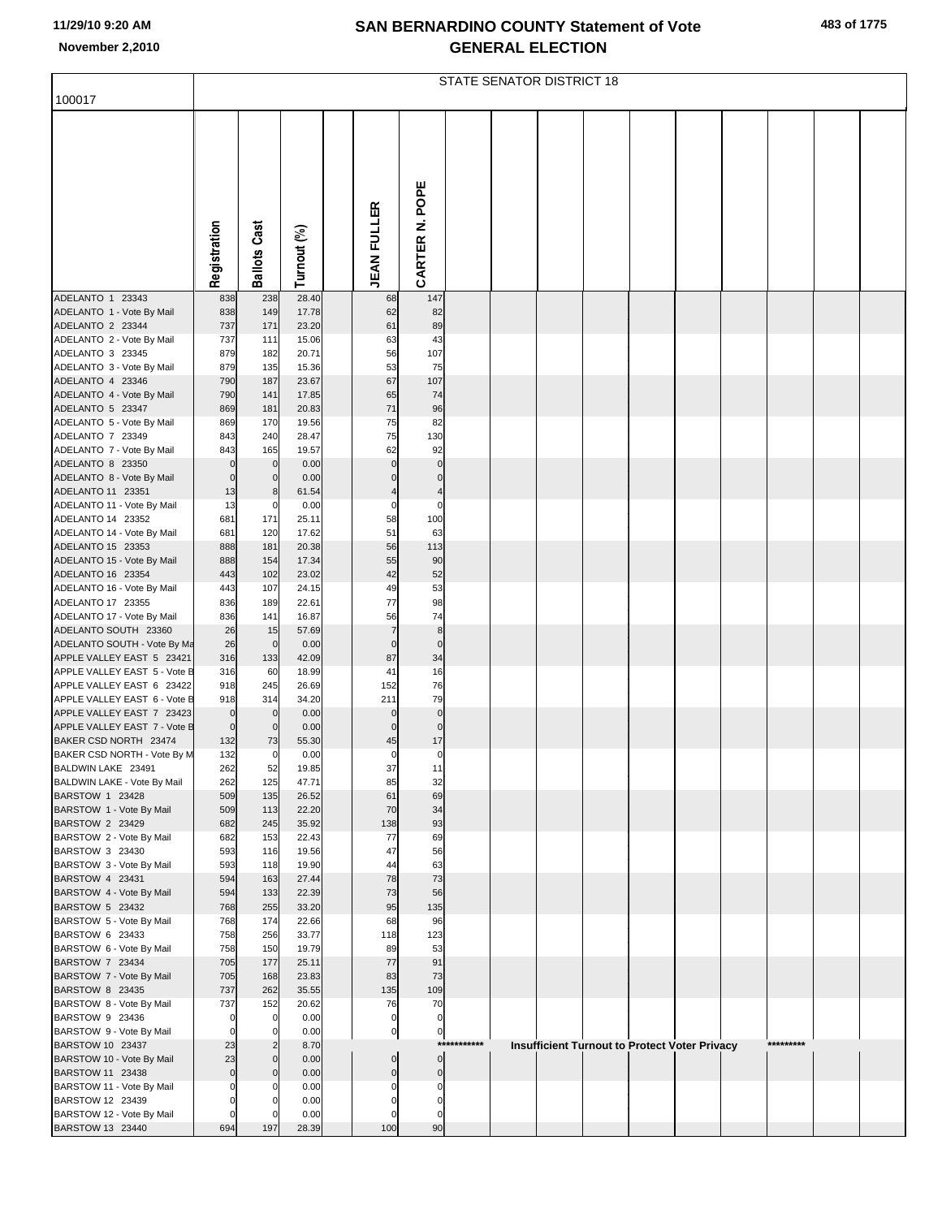# SAN BERNARDINO COUNTY Statement of Vote
## GENERAL ELECTION

11/29/10 9:20 AM
November 2,2010

100017

STATE SENATOR DISTRICT 18

| | Registration | Ballots Cast | Turnout (%) | JEAN FULLER | CARTER N. POPE |
|---|---|---|---|---|---|
| ADELANTO 1 23343 | 838 | 238 | 28.40 | 68 | 147 |
| ADELANTO 1 - Vote By Mail | 838 | 149 | 17.78 | 62 | 82 |
| ADELANTO 2 23344 | 737 | 171 | 23.20 | 61 | 89 |
| ADELANTO 2 - Vote By Mail | 737 | 111 | 15.06 | 63 | 43 |
| ADELANTO 3 23345 | 879 | 182 | 20.71 | 56 | 107 |
| ADELANTO 3 - Vote By Mail | 879 | 135 | 15.36 | 53 | 75 |
| ADELANTO 4 23346 | 790 | 187 | 23.67 | 67 | 107 |
| ADELANTO 4 - Vote By Mail | 790 | 141 | 17.85 | 65 | 74 |
| ADELANTO 5 23347 | 869 | 181 | 20.83 | 71 | 96 |
| ADELANTO 5 - Vote By Mail | 869 | 170 | 19.56 | 75 | 82 |
| ADELANTO 7 23349 | 843 | 240 | 28.47 | 75 | 130 |
| ADELANTO 7 - Vote By Mail | 843 | 165 | 19.57 | 62 | 92 |
| ADELANTO 8 23350 | 0 | 0 | 0.00 | 0 | 0 |
| ADELANTO 8 - Vote By Mail | 0 | 0 | 0.00 | 0 | 0 |
| ADELANTO 11 23351 | 13 | 8 | 61.54 | 4 | 4 |
| ADELANTO 11 - Vote By Mail | 13 | 0 | 0.00 | 0 | 0 |
| ADELANTO 14 23352 | 681 | 171 | 25.11 | 58 | 100 |
| ADELANTO 14 - Vote By Mail | 681 | 120 | 17.62 | 51 | 63 |
| ADELANTO 15 23353 | 888 | 181 | 20.38 | 56 | 113 |
| ADELANTO 15 - Vote By Mail | 888 | 154 | 17.34 | 55 | 90 |
| ADELANTO 16 23354 | 443 | 102 | 23.02 | 42 | 52 |
| ADELANTO 16 - Vote By Mail | 443 | 107 | 24.15 | 49 | 53 |
| ADELANTO 17 23355 | 836 | 189 | 22.61 | 77 | 98 |
| ADELANTO 17 - Vote By Mail | 836 | 141 | 16.87 | 56 | 74 |
| ADELANTO SOUTH 23360 | 26 | 15 | 57.69 | 7 | 8 |
| ADELANTO SOUTH - Vote By Ma | 26 | 0 | 0.00 | 0 | 0 |
| APPLE VALLEY EAST 5 23421 | 316 | 133 | 42.09 | 87 | 34 |
| APPLE VALLEY EAST 5 - Vote B | 316 | 60 | 18.99 | 41 | 16 |
| APPLE VALLEY EAST 6 23422 | 918 | 245 | 26.69 | 152 | 76 |
| APPLE VALLEY EAST 6 - Vote B | 918 | 314 | 34.20 | 211 | 79 |
| APPLE VALLEY EAST 7 23423 | 0 | 0 | 0.00 | 0 | 0 |
| APPLE VALLEY EAST 7 - Vote B | 0 | 0 | 0.00 | 0 | 0 |
| BAKER CSD NORTH 23474 | 132 | 73 | 55.30 | 45 | 17 |
| BAKER CSD NORTH - Vote By M | 132 | 0 | 0.00 | 0 | 0 |
| BALDWIN LAKE 23491 | 262 | 52 | 19.85 | 37 | 11 |
| BALDWIN LAKE - Vote By Mail | 262 | 125 | 47.71 | 85 | 32 |
| BARSTOW 1 23428 | 509 | 135 | 26.52 | 61 | 69 |
| BARSTOW 1 - Vote By Mail | 509 | 113 | 22.20 | 70 | 34 |
| BARSTOW 2 23429 | 682 | 245 | 35.92 | 138 | 93 |
| BARSTOW 2 - Vote By Mail | 682 | 153 | 22.43 | 77 | 69 |
| BARSTOW 3 23430 | 593 | 116 | 19.56 | 47 | 56 |
| BARSTOW 3 - Vote By Mail | 593 | 118 | 19.90 | 44 | 63 |
| BARSTOW 4 23431 | 594 | 163 | 27.44 | 78 | 73 |
| BARSTOW 4 - Vote By Mail | 594 | 133 | 22.39 | 73 | 56 |
| BARSTOW 5 23432 | 768 | 255 | 33.20 | 95 | 135 |
| BARSTOW 5 - Vote By Mail | 768 | 174 | 22.66 | 68 | 96 |
| BARSTOW 6 23433 | 758 | 256 | 33.77 | 118 | 123 |
| BARSTOW 6 - Vote By Mail | 758 | 150 | 19.79 | 89 | 53 |
| BARSTOW 7 23434 | 705 | 177 | 25.11 | 77 | 91 |
| BARSTOW 7 - Vote By Mail | 705 | 168 | 23.83 | 83 | 73 |
| BARSTOW 8 23435 | 737 | 262 | 35.55 | 135 | 109 |
| BARSTOW 8 - Vote By Mail | 737 | 152 | 20.62 | 76 | 70 |
| BARSTOW 9 23436 | 0 | 0 | 0.00 | 0 | 0 |
| BARSTOW 9 - Vote By Mail | 0 | 0 | 0.00 | 0 | 0 |
| BARSTOW 10 23437 | 23 | 2 | 8.70 | *********** Insufficient Turnout to Protect Voter Privacy ********* | |
| BARSTOW 10 - Vote By Mail | 23 | 0 | 0.00 | 0 | 0 |
| BARSTOW 11 23438 | 0 | 0 | 0.00 | 0 | 0 |
| BARSTOW 11 - Vote By Mail | 0 | 0 | 0.00 | 0 | 0 |
| BARSTOW 12 23439 | 0 | 0 | 0.00 | 0 | 0 |
| BARSTOW 12 - Vote By Mail | 0 | 0 | 0.00 | 0 | 0 |
| BARSTOW 13 23440 | 694 | 197 | 28.39 | 100 | 90 |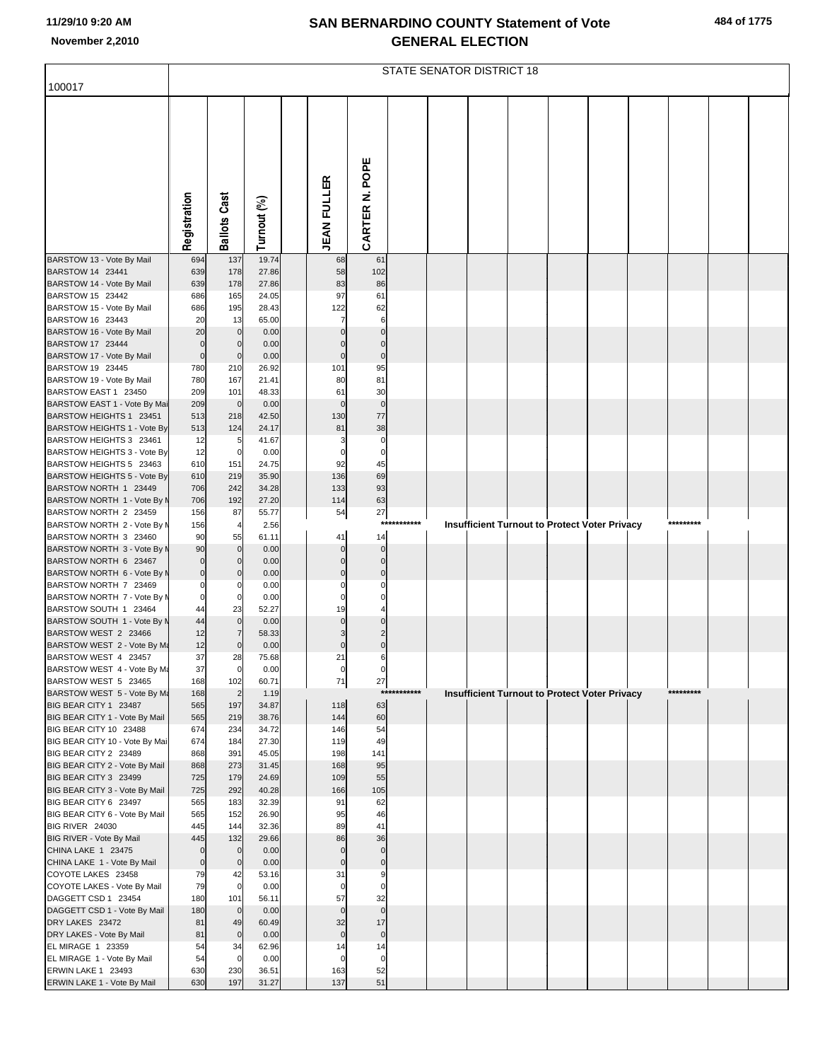# SAN BERNARDINO COUNTY Statement of Vote
## GENERAL ELECTION

100017

STATE SENATOR DISTRICT 18

| | Registration | Ballots Cast | Turnout (%) | | JEAN FULLER | CARTER N. POPE |
|---|---|---|---|---|---|---|
| BARSTOW 13 - Vote By Mail | 694 | 137 | 19.74 | | 68 | 61 |
| BARSTOW 14 23441 | 639 | 178 | 27.86 | | 58 | 102 |
| BARSTOW 14 - Vote By Mail | 639 | 178 | 27.86 | | 83 | 86 |
| BARSTOW 15 23442 | 686 | 165 | 24.05 | | 97 | 61 |
| BARSTOW 15 - Vote By Mail | 686 | 195 | 28.43 | | 122 | 62 |
| BARSTOW 16 23443 | 20 | 13 | 65.00 | | 7 | 6 |
| BARSTOW 16 - Vote By Mail | 20 | 0 | 0.00 | | 0 | 0 |
| BARSTOW 17 23444 | 0 | 0 | 0.00 | | 0 | 0 |
| BARSTOW 17 - Vote By Mail | 0 | 0 | 0.00 | | 0 | 0 |
| BARSTOW 19 23445 | 780 | 210 | 26.92 | | 101 | 95 |
| BARSTOW 19 - Vote By Mail | 780 | 167 | 21.41 | | 80 | 81 |
| BARSTOW EAST 1 23450 | 209 | 101 | 48.33 | | 61 | 30 |
| BARSTOW EAST 1 - Vote By Mail | 209 | 0 | 0.00 | | 0 | 0 |
| BARSTOW HEIGHTS 1 23451 | 513 | 218 | 42.50 | | 130 | 77 |
| BARSTOW HEIGHTS 1 - Vote By | 513 | 124 | 24.17 | | 81 | 38 |
| BARSTOW HEIGHTS 3 23461 | 12 | 5 | 41.67 | | 3 | 0 |
| BARSTOW HEIGHTS 3 - Vote By | 12 | 0 | 0.00 | | 0 | 0 |
| BARSTOW HEIGHTS 5 23463 | 610 | 151 | 24.75 | | 92 | 45 |
| BARSTOW HEIGHTS 5 - Vote By | 610 | 219 | 35.90 | | 136 | 69 |
| BARSTOW NORTH 1 23449 | 706 | 242 | 34.28 | | 133 | 93 |
| BARSTOW NORTH 1 - Vote By M | 706 | 192 | 27.20 | | 114 | 63 |
| BARSTOW NORTH 2 23459 | 156 | 87 | 55.77 | | 54 | 27 |
| BARSTOW NORTH 2 - Vote By M | 156 | 4 | 2.56 | | | *********** Insufficient Turnout to Protect Voter Privacy ********* |
| BARSTOW NORTH 3 23460 | 90 | 55 | 61.11 | | 41 | 14 |
| BARSTOW NORTH 3 - Vote By M | 90 | 0 | 0.00 | | 0 | 0 |
| BARSTOW NORTH 6 23467 | 0 | 0 | 0.00 | | 0 | 0 |
| BARSTOW NORTH 6 - Vote By M | 0 | 0 | 0.00 | | 0 | 0 |
| BARSTOW NORTH 7 23469 | 0 | 0 | 0.00 | | 0 | 0 |
| BARSTOW NORTH 7 - Vote By M | 0 | 0 | 0.00 | | 0 | 0 |
| BARSTOW SOUTH 1 23464 | 44 | 23 | 52.27 | | 19 | 4 |
| BARSTOW SOUTH 1 - Vote By M | 44 | 0 | 0.00 | | 0 | 0 |
| BARSTOW WEST 2 23466 | 12 | 7 | 58.33 | | 3 | 2 |
| BARSTOW WEST 2 - Vote By Ma | 12 | 0 | 0.00 | | 0 | 0 |
| BARSTOW WEST 4 23457 | 37 | 28 | 75.68 | | 21 | 6 |
| BARSTOW WEST 4 - Vote By Ma | 37 | 0 | 0.00 | | 0 | 0 |
| BARSTOW WEST 5 23465 | 168 | 102 | 60.71 | | 71 | 27 |
| BARSTOW WEST 5 - Vote By Ma | 168 | 2 | 1.19 | | | *********** Insufficient Turnout to Protect Voter Privacy ********* |
| BIG BEAR CITY 1 23487 | 565 | 197 | 34.87 | | 118 | 63 |
| BIG BEAR CITY 1 - Vote By Mail | 565 | 219 | 38.76 | | 144 | 60 |
| BIG BEAR CITY 10 23488 | 674 | 234 | 34.72 | | 146 | 54 |
| BIG BEAR CITY 10 - Vote By Mai | 674 | 184 | 27.30 | | 119 | 49 |
| BIG BEAR CITY 2 23489 | 868 | 391 | 45.05 | | 198 | 141 |
| BIG BEAR CITY 2 - Vote By Mail | 868 | 273 | 31.45 | | 168 | 95 |
| BIG BEAR CITY 3 23499 | 725 | 179 | 24.69 | | 109 | 55 |
| BIG BEAR CITY 3 - Vote By Mail | 725 | 292 | 40.28 | | 166 | 105 |
| BIG BEAR CITY 6 23497 | 565 | 183 | 32.39 | | 91 | 62 |
| BIG BEAR CITY 6 - Vote By Mail | 565 | 152 | 26.90 | | 95 | 46 |
| BIG RIVER 24030 | 445 | 144 | 32.36 | | 89 | 41 |
| BIG RIVER - Vote By Mail | 445 | 132 | 29.66 | | 86 | 36 |
| CHINA LAKE 1 23475 | 0 | 0 | 0.00 | | 0 | 0 |
| CHINA LAKE 1 - Vote By Mail | 0 | 0 | 0.00 | | 0 | 0 |
| COYOTE LAKES 23458 | 79 | 42 | 53.16 | | 31 | 9 |
| COYOTE LAKES - Vote By Mail | 79 | 0 | 0.00 | | 0 | 0 |
| DAGGETT CSD 1 23454 | 180 | 101 | 56.11 | | 57 | 32 |
| DAGGETT CSD 1 - Vote By Mail | 180 | 0 | 0.00 | | 0 | 0 |
| DRY LAKES 23472 | 81 | 49 | 60.49 | | 32 | 17 |
| DRY LAKES - Vote By Mail | 81 | 0 | 0.00 | | 0 | 0 |
| EL MIRAGE 1 23359 | 54 | 34 | 62.96 | | 14 | 14 |
| EL MIRAGE 1 - Vote By Mail | 54 | 0 | 0.00 | | 0 | 0 |
| ERWIN LAKE 1 23493 | 630 | 230 | 36.51 | | 163 | 52 |
| ERWIN LAKE 1 - Vote By Mail | 630 | 197 | 31.27 | | 137 | 51 |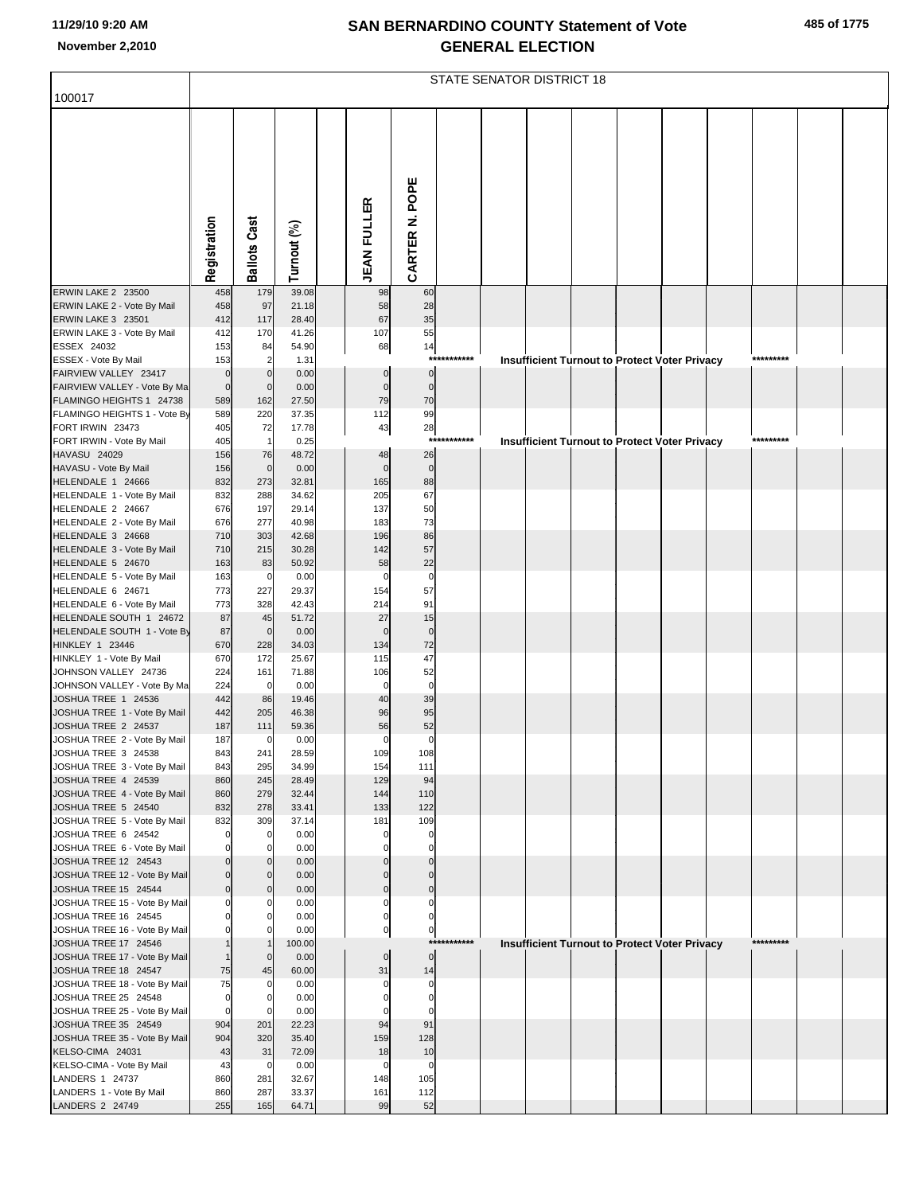# SAN BERNARDINO COUNTY Statement of Vote
# GENERAL ELECTION

11/29/10 9:20 AM
November 2,2010

## STATE SENATOR DISTRICT 18

100017

| | Registration | Ballots Cast | Turnout (%) | JEAN FULLER | CARTER N. POPE |
|---|---|---|---|---|---|
| ERWIN LAKE 2 23500 | 458 | 179 | 39.08 | 98 | 60 |
| ERWIN LAKE 2 - Vote By Mail | 458 | 97 | 21.18 | 58 | 28 |
| ERWIN LAKE 3 23501 | 412 | 117 | 28.40 | 67 | 35 |
| ERWIN LAKE 3 - Vote By Mail | 412 | 170 | 41.26 | 107 | 55 |
| ESSEX 24032 | 153 | 84 | 54.90 | 68 | 14 |
| ESSEX - Vote By Mail | 153 | 2 | 1.31 | *********** Insufficient Turnout to Protect Voter Privacy ********* | |
| FAIRVIEW VALLEY 23417 | 0 | 0 | 0.00 | 0 | 0 |
| FAIRVIEW VALLEY - Vote By Mail | 0 | 0 | 0.00 | 0 | 0 |
| FLAMINGO HEIGHTS 1 24738 | 589 | 162 | 27.50 | 79 | 70 |
| FLAMINGO HEIGHTS 1 - Vote By Mail | 589 | 220 | 37.35 | 112 | 99 |
| FORT IRWIN 23473 | 405 | 72 | 17.78 | 43 | 28 |
| FORT IRWIN - Vote By Mail | 405 | 1 | 0.25 | *********** Insufficient Turnout to Protect Voter Privacy ********* | |
| HAVASU 24029 | 156 | 76 | 48.72 | 48 | 26 |
| HAVASU - Vote By Mail | 156 | 0 | 0.00 | 0 | 0 |
| HELENDALE 1 24666 | 832 | 273 | 32.81 | 165 | 88 |
| HELENDALE 1 - Vote By Mail | 832 | 288 | 34.62 | 205 | 67 |
| HELENDALE 2 24667 | 676 | 197 | 29.14 | 137 | 50 |
| HELENDALE 2 - Vote By Mail | 676 | 277 | 40.98 | 183 | 73 |
| HELENDALE 3 24668 | 710 | 303 | 42.68 | 196 | 86 |
| HELENDALE 3 - Vote By Mail | 710 | 215 | 30.28 | 142 | 57 |
| HELENDALE 5 24670 | 163 | 83 | 50.92 | 58 | 22 |
| HELENDALE 5 - Vote By Mail | 163 | 0 | 0.00 | 0 | 0 |
| HELENDALE 6 24671 | 773 | 227 | 29.37 | 154 | 57 |
| HELENDALE 6 - Vote By Mail | 773 | 328 | 42.43 | 214 | 91 |
| HELENDALE SOUTH 1 24672 | 87 | 45 | 51.72 | 27 | 15 |
| HELENDALE SOUTH 1 - Vote By Mail | 87 | 0 | 0.00 | 0 | 0 |
| HINKLEY 1 23446 | 670 | 228 | 34.03 | 134 | 72 |
| HINKLEY 1 - Vote By Mail | 670 | 172 | 25.67 | 115 | 47 |
| JOHNSON VALLEY 24736 | 224 | 161 | 71.88 | 106 | 52 |
| JOHNSON VALLEY - Vote By Mail | 224 | 0 | 0.00 | 0 | 0 |
| JOSHUA TREE 1 24536 | 442 | 86 | 19.46 | 40 | 39 |
| JOSHUA TREE 1 - Vote By Mail | 442 | 205 | 46.38 | 96 | 95 |
| JOSHUA TREE 2 24537 | 187 | 111 | 59.36 | 56 | 52 |
| JOSHUA TREE 2 - Vote By Mail | 187 | 0 | 0.00 | 0 | 0 |
| JOSHUA TREE 3 24538 | 843 | 241 | 28.59 | 109 | 108 |
| JOSHUA TREE 3 - Vote By Mail | 843 | 295 | 34.99 | 154 | 111 |
| JOSHUA TREE 4 24539 | 860 | 245 | 28.49 | 129 | 94 |
| JOSHUA TREE 4 - Vote By Mail | 860 | 279 | 32.44 | 144 | 110 |
| JOSHUA TREE 5 24540 | 832 | 278 | 33.41 | 133 | 122 |
| JOSHUA TREE 5 - Vote By Mail | 832 | 309 | 37.14 | 181 | 109 |
| JOSHUA TREE 6 24542 | 0 | 0 | 0.00 | 0 | 0 |
| JOSHUA TREE 6 - Vote By Mail | 0 | 0 | 0.00 | 0 | 0 |
| JOSHUA TREE 12 24543 | 0 | 0 | 0.00 | 0 | 0 |
| JOSHUA TREE 12 - Vote By Mail | 0 | 0 | 0.00 | 0 | 0 |
| JOSHUA TREE 15 24544 | 0 | 0 | 0.00 | 0 | 0 |
| JOSHUA TREE 15 - Vote By Mail | 0 | 0 | 0.00 | 0 | 0 |
| JOSHUA TREE 16 24545 | 0 | 0 | 0.00 | 0 | 0 |
| JOSHUA TREE 16 - Vote By Mail | 0 | 0 | 0.00 | 0 | 0 |
| JOSHUA TREE 17 24546 | 1 | 1 | 100.00 | *********** Insufficient Turnout to Protect Voter Privacy ********* | |
| JOSHUA TREE 17 - Vote By Mail | 1 | 0 | 0.00 | 0 | 0 |
| JOSHUA TREE 18 24547 | 75 | 45 | 60.00 | 31 | 14 |
| JOSHUA TREE 18 - Vote By Mail | 75 | 0 | 0.00 | 0 | 0 |
| JOSHUA TREE 25 24548 | 0 | 0 | 0.00 | 0 | 0 |
| JOSHUA TREE 25 - Vote By Mail | 0 | 0 | 0.00 | 0 | 0 |
| JOSHUA TREE 35 24549 | 904 | 201 | 22.23 | 94 | 91 |
| JOSHUA TREE 35 - Vote By Mail | 904 | 320 | 35.40 | 159 | 128 |
| KELSO-CIMA 24031 | 43 | 31 | 72.09 | 18 | 10 |
| KELSO-CIMA - Vote By Mail | 43 | 0 | 0.00 | 0 | 0 |
| LANDERS 1 24737 | 860 | 281 | 32.67 | 148 | 105 |
| LANDERS 1 - Vote By Mail | 860 | 287 | 33.37 | 161 | 112 |
| LANDERS 2 24749 | 255 | 165 | 64.71 | 99 | 52 |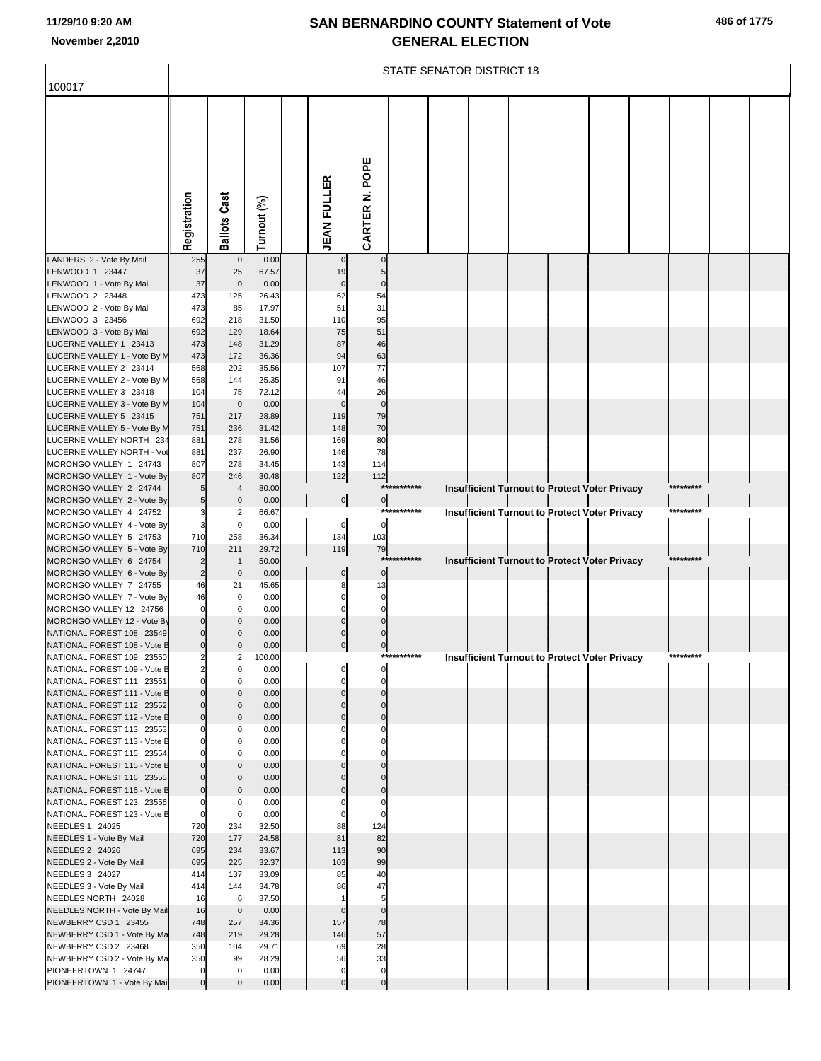# SAN BERNARDINO COUNTY Statement of Vote
## GENERAL ELECTION

11/29/10 9:20 AM
November 2,2010

100017

STATE SENATOR DISTRICT 18

| | Registration | Ballots Cast | Turnout (%) | JEAN FULLER | CARTER N. POPE |
|---|---|---|---|---|---|
| LANDERS 2 - Vote By Mail | 255 | 0 | 0.00 | 0 | 0 |
| LENWOOD 1 23447 | 37 | 25 | 67.57 | 19 | 5 |
| LENWOOD 1 - Vote By Mail | 37 | 0 | 0.00 | 0 | 0 |
| LENWOOD 2 23448 | 473 | 125 | 26.43 | 62 | 54 |
| LENWOOD 2 - Vote By Mail | 473 | 85 | 17.97 | 51 | 31 |
| LENWOOD 3 23456 | 692 | 218 | 31.50 | 110 | 95 |
| LENWOOD 3 - Vote By Mail | 692 | 129 | 18.64 | 75 | 51 |
| LUCERNE VALLEY 1 23413 | 473 | 148 | 31.29 | 87 | 46 |
| LUCERNE VALLEY 1 - Vote By M | 473 | 172 | 36.36 | 94 | 63 |
| LUCERNE VALLEY 2 23414 | 568 | 202 | 35.56 | 107 | 77 |
| LUCERNE VALLEY 2 - Vote By M | 568 | 144 | 25.35 | 91 | 46 |
| LUCERNE VALLEY 3 23418 | 104 | 75 | 72.12 | 44 | 26 |
| LUCERNE VALLEY 3 - Vote By M | 104 | 0 | 0.00 | 0 | 0 |
| LUCERNE VALLEY 5 23415 | 751 | 217 | 28.89 | 119 | 79 |
| LUCERNE VALLEY 5 - Vote By M | 751 | 236 | 31.42 | 148 | 70 |
| LUCERNE VALLEY NORTH 234 | 881 | 278 | 31.56 | 169 | 80 |
| LUCERNE VALLEY NORTH - Vot | 881 | 237 | 26.90 | 146 | 78 |
| MORONGO VALLEY 1 24743 | 807 | 278 | 34.45 | 143 | 114 |
| MORONGO VALLEY 1 - Vote By | 807 | 246 | 30.48 | 122 | 112 |
| MORONGO VALLEY 2 24744 | 5 | 4 | 80.00 | *********** Insufficient Turnout to Protect Voter Privacy ********* | |
| MORONGO VALLEY 2 - Vote By | 5 | 0 | 0.00 | 0 | 0 |
| MORONGO VALLEY 4 24752 | 3 | 2 | 66.67 | *********** Insufficient Turnout to Protect Voter Privacy ********* | |
| MORONGO VALLEY 4 - Vote By | 3 | 0 | 0.00 | 0 | 0 |
| MORONGO VALLEY 5 24753 | 710 | 258 | 36.34 | 134 | 103 |
| MORONGO VALLEY 5 - Vote By | 710 | 211 | 29.72 | 119 | 79 |
| MORONGO VALLEY 6 24754 | 2 | 1 | 50.00 | *********** Insufficient Turnout to Protect Voter Privacy ********* | |
| MORONGO VALLEY 6 - Vote By | 2 | 0 | 0.00 | 0 | 0 |
| MORONGO VALLEY 7 24755 | 46 | 21 | 45.65 | 8 | 13 |
| MORONGO VALLEY 7 - Vote By | 46 | 0 | 0.00 | 0 | 0 |
| MORONGO VALLEY 12 24756 | 0 | 0 | 0.00 | 0 | 0 |
| MORONGO VALLEY 12 - Vote By | 0 | 0 | 0.00 | 0 | 0 |
| NATIONAL FOREST 108 23549 | 0 | 0 | 0.00 | 0 | 0 |
| NATIONAL FOREST 108 - Vote B | 0 | 0 | 0.00 | 0 | 0 |
| NATIONAL FOREST 109 23550 | 2 | 2 | 100.00 | *********** Insufficient Turnout to Protect Voter Privacy ********* | |
| NATIONAL FOREST 109 - Vote B | 2 | 0 | 0.00 | 0 | 0 |
| NATIONAL FOREST 111 23551 | 0 | 0 | 0.00 | 0 | 0 |
| NATIONAL FOREST 111 - Vote B | 0 | 0 | 0.00 | 0 | 0 |
| NATIONAL FOREST 112 23552 | 0 | 0 | 0.00 | 0 | 0 |
| NATIONAL FOREST 112 - Vote B | 0 | 0 | 0.00 | 0 | 0 |
| NATIONAL FOREST 113 23553 | 0 | 0 | 0.00 | 0 | 0 |
| NATIONAL FOREST 113 - Vote B | 0 | 0 | 0.00 | 0 | 0 |
| NATIONAL FOREST 115 23554 | 0 | 0 | 0.00 | 0 | 0 |
| NATIONAL FOREST 115 - Vote B | 0 | 0 | 0.00 | 0 | 0 |
| NATIONAL FOREST 116 23555 | 0 | 0 | 0.00 | 0 | 0 |
| NATIONAL FOREST 116 - Vote B | 0 | 0 | 0.00 | 0 | 0 |
| NATIONAL FOREST 123 23556 | 0 | 0 | 0.00 | 0 | 0 |
| NATIONAL FOREST 123 - Vote B | 0 | 0 | 0.00 | 0 | 0 |
| NEEDLES 1 24025 | 720 | 234 | 32.50 | 88 | 124 |
| NEEDLES 1 - Vote By Mail | 720 | 177 | 24.58 | 81 | 82 |
| NEEDLES 2 24026 | 695 | 234 | 33.67 | 113 | 90 |
| NEEDLES 2 - Vote By Mail | 695 | 225 | 32.37 | 103 | 99 |
| NEEDLES 3 24027 | 414 | 137 | 33.09 | 85 | 40 |
| NEEDLES 3 - Vote By Mail | 414 | 144 | 34.78 | 86 | 47 |
| NEEDLES NORTH 24028 | 16 | 6 | 37.50 | 1 | 5 |
| NEEDLES NORTH - Vote By Mail | 16 | 0 | 0.00 | 0 | 0 |
| NEWBERRY CSD 1 23455 | 748 | 257 | 34.36 | 157 | 78 |
| NEWBERRY CSD 1 - Vote By Ma | 748 | 219 | 29.28 | 146 | 57 |
| NEWBERRY CSD 2 23468 | 350 | 104 | 29.71 | 69 | 28 |
| NEWBERRY CSD 2 - Vote By Ma | 350 | 99 | 28.29 | 56 | 33 |
| PIONEERTOWN 1 24747 | 0 | 0 | 0.00 | 0 | 0 |
| PIONEERTOWN 1 - Vote By Mai | 0 | 0 | 0.00 | 0 | 0 |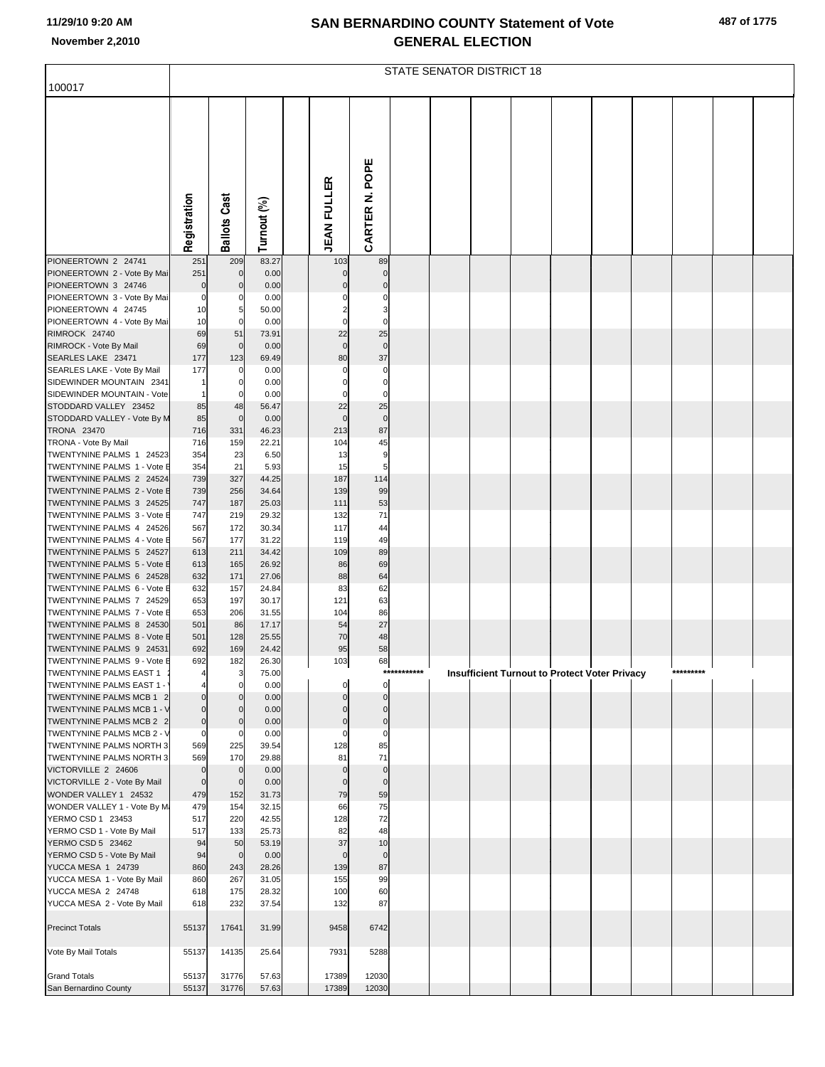# SAN BERNARDINO COUNTY Statement of Vote
## GENERAL ELECTION

11/29/10 9:20 AM
November 2,2010

100017

STATE SENATOR DISTRICT 18

| | Registration | Ballots Cast | Turnout (%) | JEAN FULLER | CARTER N. POPE |
|---|---|---|---|---|---|
| PIONEERTOWN 2 24741 | 251 | 209 | 83.27 | 103 | 89 |
| PIONEERTOWN 2 - Vote By Mai | 251 | 0 | 0.00 | 0 | 0 |
| PIONEERTOWN 3 24746 | 0 | 0 | 0.00 | 0 | 0 |
| PIONEERTOWN 3 - Vote By Mai | 0 | 0 | 0.00 | 0 | 0 |
| PIONEERTOWN 4 24745 | 10 | 5 | 50.00 | 2 | 3 |
| PIONEERTOWN 4 - Vote By Mai | 10 | 0 | 0.00 | 0 | 0 |
| RIMROCK 24740 | 69 | 51 | 73.91 | 22 | 25 |
| RIMROCK - Vote By Mail | 69 | 0 | 0.00 | 0 | 0 |
| SEARLES LAKE 23471 | 177 | 123 | 69.49 | 80 | 37 |
| SEARLES LAKE - Vote By Mail | 177 | 0 | 0.00 | 0 | 0 |
| SIDEWINDER MOUNTAIN 2341 | 1 | 0 | 0.00 | 0 | 0 |
| SIDEWINDER MOUNTAIN - Vote | 1 | 0 | 0.00 | 0 | 0 |
| STODDARD VALLEY 23452 | 85 | 48 | 56.47 | 22 | 25 |
| STODDARD VALLEY - Vote By M | 85 | 0 | 0.00 | 0 | 0 |
| TRONA 23470 | 716 | 331 | 46.23 | 213 | 87 |
| TRONA - Vote By Mail | 716 | 159 | 22.21 | 104 | 45 |
| TWENTYNINE PALMS 1 24523 | 354 | 23 | 6.50 | 13 | 9 |
| TWENTYNINE PALMS 1 - Vote E | 354 | 21 | 5.93 | 15 | 5 |
| TWENTYNINE PALMS 2 24524 | 739 | 327 | 44.25 | 187 | 114 |
| TWENTYNINE PALMS 2 - Vote E | 739 | 256 | 34.64 | 139 | 99 |
| TWENTYNINE PALMS 3 24525 | 747 | 187 | 25.03 | 111 | 53 |
| TWENTYNINE PALMS 3 - Vote E | 747 | 219 | 29.32 | 132 | 71 |
| TWENTYNINE PALMS 4 24526 | 567 | 172 | 30.34 | 117 | 44 |
| TWENTYNINE PALMS 4 - Vote E | 567 | 177 | 31.22 | 119 | 49 |
| TWENTYNINE PALMS 5 24527 | 613 | 211 | 34.42 | 109 | 89 |
| TWENTYNINE PALMS 5 - Vote E | 613 | 165 | 26.92 | 86 | 69 |
| TWENTYNINE PALMS 6 24528 | 632 | 171 | 27.06 | 88 | 64 |
| TWENTYNINE PALMS 6 - Vote E | 632 | 157 | 24.84 | 83 | 62 |
| TWENTYNINE PALMS 7 24529 | 653 | 197 | 30.17 | 121 | 63 |
| TWENTYNINE PALMS 7 - Vote E | 653 | 206 | 31.55 | 104 | 86 |
| TWENTYNINE PALMS 8 24530 | 501 | 86 | 17.17 | 54 | 27 |
| TWENTYNINE PALMS 8 - Vote E | 501 | 128 | 25.55 | 70 | 48 |
| TWENTYNINE PALMS 9 24531 | 692 | 169 | 24.42 | 95 | 58 |
| TWENTYNINE PALMS 9 - Vote E | 692 | 182 | 26.30 | 103 | 68 |
| TWENTYNINE PALMS EAST 1 | 4 | 3 | 75.00 | *********** Insufficient Turnout to Protect Voter Privacy ********* | |
| TWENTYNINE PALMS EAST 1 - | 4 | 0 | 0.00 | 0 | 0 |
| TWENTYNINE PALMS MCB 1 2 | 0 | 0 | 0.00 | 0 | 0 |
| TWENTYNINE PALMS MCB 1 - V | 0 | 0 | 0.00 | 0 | 0 |
| TWENTYNINE PALMS MCB 2 2 | 0 | 0 | 0.00 | 0 | 0 |
| TWENTYNINE PALMS MCB 2 - V | 0 | 0 | 0.00 | 0 | 0 |
| TWENTYNINE PALMS NORTH 3 | 569 | 225 | 39.54 | 128 | 85 |
| TWENTYNINE PALMS NORTH 3 | 569 | 170 | 29.88 | 81 | 71 |
| VICTORVILLE 2 24606 | 0 | 0 | 0.00 | 0 | 0 |
| VICTORVILLE 2 - Vote By Mail | 0 | 0 | 0.00 | 0 | 0 |
| WONDER VALLEY 1 24532 | 479 | 152 | 31.73 | 79 | 59 |
| WONDER VALLEY 1 - Vote By M | 479 | 154 | 32.15 | 66 | 75 |
| YERMO CSD 1 23453 | 517 | 220 | 42.55 | 128 | 72 |
| YERMO CSD 1 - Vote By Mail | 517 | 133 | 25.73 | 82 | 48 |
| YERMO CSD 5 23462 | 94 | 50 | 53.19 | 37 | 10 |
| YERMO CSD 5 - Vote By Mail | 94 | 0 | 0.00 | 0 | 0 |
| YUCCA MESA 1 24739 | 860 | 243 | 28.26 | 139 | 87 |
| YUCCA MESA 1 - Vote By Mail | 860 | 267 | 31.05 | 155 | 99 |
| YUCCA MESA 2 24748 | 618 | 175 | 28.32 | 100 | 60 |
| YUCCA MESA 2 - Vote By Mail | 618 | 232 | 37.54 | 132 | 87 |
| Precinct Totals | 55137 | 17641 | 31.99 | 9458 | 6742 |
| Vote By Mail Totals | 55137 | 14135 | 25.64 | 7931 | 5288 |
| Grand Totals | 55137 | 31776 | 57.63 | 17389 | 12030 |
| San Bernardino County | 55137 | 31776 | 57.63 | 17389 | 12030 |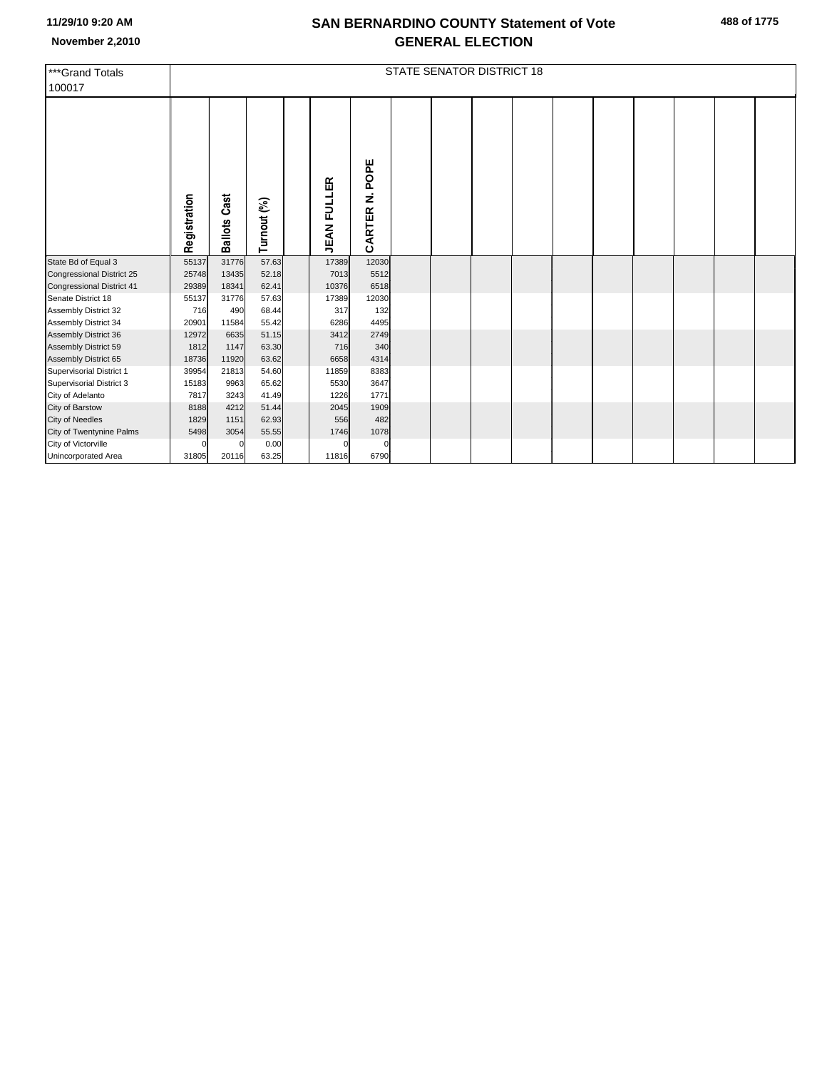# SAN BERNARDINO COUNTY Statement of Vote

## GENERAL ELECTION

November 2,2010

| ***Grand Totals 100017 | STATE SENATOR DISTRICT 18 | | | | | |
|---|---|---|---|---|---|---|
| | Registration | Ballots Cast | Turnout (%) | | JEAN FULLER | CARTER N. POPE |
| State Bd of Equal 3 | 55137 | 31776 | 57.63 | | 17389 | 12030 |
| Congressional District 25 | 25748 | 13435 | 52.18 | | 7013 | 5512 |
| Congressional District 41 | 29389 | 18341 | 62.41 | | 10376 | 6518 |
| Senate District 18 | 55137 | 31776 | 57.63 | | 17389 | 12030 |
| Assembly District 32 | 716 | 490 | 68.44 | | 317 | 132 |
| Assembly District 34 | 20901 | 11584 | 55.42 | | 6286 | 4495 |
| Assembly District 36 | 12972 | 6635 | 51.15 | | 3412 | 2749 |
| Assembly District 59 | 1812 | 1147 | 63.30 | | 716 | 340 |
| Assembly District 65 | 18736 | 11920 | 63.62 | | 6658 | 4314 |
| Supervisorial District 1 | 39954 | 21813 | 54.60 | | 11859 | 8383 |
| Supervisorial District 3 | 15183 | 9963 | 65.62 | | 5530 | 3647 |
| City of Adelanto | 7817 | 3243 | 41.49 | | 1226 | 1771 |
| City of Barstow | 8188 | 4212 | 51.44 | | 2045 | 1909 |
| City of Needles | 1829 | 1151 | 62.93 | | 556 | 482 |
| City of Twentynine Palms | 5498 | 3054 | 55.55 | | 1746 | 1078 |
| City of Victorville | 0 | 0 | 0.00 | | 0 | 0 |
| Unincorporated Area | 31805 | 20116 | 63.25 | | 11816 | 6790 |